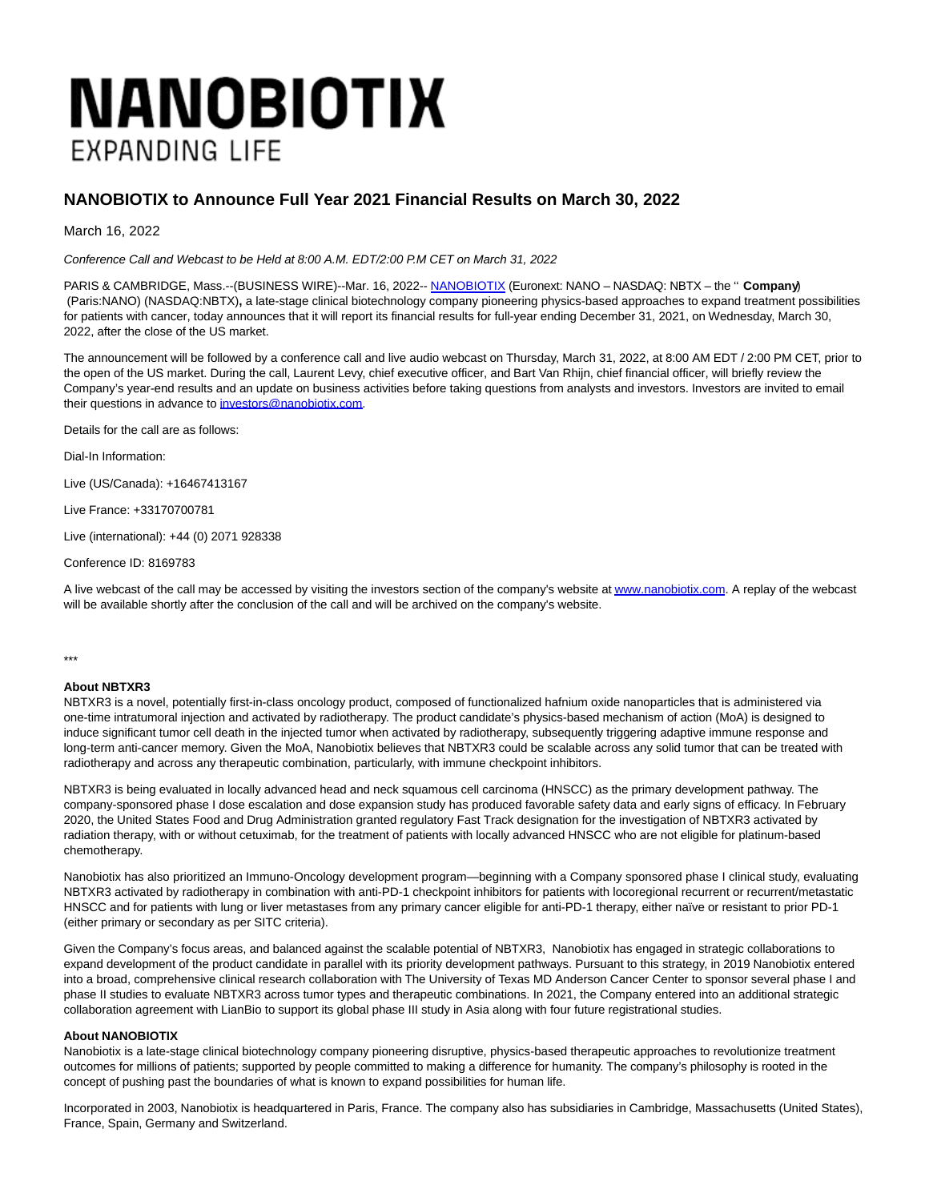# NANOBIOTIX

EXPANDING LIFE

## NANOBIOTIX to Announce Full Year 2021 Financial Results on March 30, 2022

March 16, 2022

*Conference Call and Webcast to be Held at 8:00 A.M. EDT/2:00 P.M CET on March 31, 2022*

PARIS & CAMBRIDGE, Mass.--(BUSINESS WIRE)--Mar. 16, 2022-- NANOBIOTIX (Euronext: NANO – NASDAQ: NBTX – the " **Company**) (Paris:NANO) (NASDAQ:NBTX)**,** a late-stage clinical biotechnology company pioneering physics-based approaches to expand treatment possibilities for patients with cancer, today announces that it will report its financial results for full-year ending December 31, 2021, on Wednesday, March 30, 2022, after the close of the US market.

The announcement will be followed by a conference call and live audio webcast on Thursday, March 31, 2022, at 8:00 AM EDT / 2:00 PM CET, prior to the open of the US market. During the call, Laurent Levy, chief executive officer, and Bart Van Rhijn, chief financial officer, will briefly review the Company's year-end results and an update on business activities before taking questions from analysts and investors. Investors are invited to email their questions in advance to investors@nanobiotix.com.

Details for the call are as follows:

Dial-In Information:

Live (US/Canada): +16467413167

Live France: +33170700781

Live (international): +44 (0) 2071 928338

Conference ID: 8169783

A live webcast of the call may be accessed by visiting the investors section of the company's website at www.nanobiotix.com. A replay of the webcast will be available shortly after the conclusion of the call and will be archived on the company's website.

***

**About NBTXR3**

NBTXR3 is a novel, potentially first-in-class oncology product, composed of functionalized hafnium oxide nanoparticles that is administered via one-time intratumoral injection and activated by radiotherapy. The product candidate's physics-based mechanism of action (MoA) is designed to induce significant tumor cell death in the injected tumor when activated by radiotherapy, subsequently triggering adaptive immune response and long-term anti-cancer memory. Given the MoA, Nanobiotix believes that NBTXR3 could be scalable across any solid tumor that can be treated with radiotherapy and across any therapeutic combination, particularly, with immune checkpoint inhibitors.

NBTXR3 is being evaluated in locally advanced head and neck squamous cell carcinoma (HNSCC) as the primary development pathway. The company-sponsored phase I dose escalation and dose expansion study has produced favorable safety data and early signs of efficacy. In February 2020, the United States Food and Drug Administration granted regulatory Fast Track designation for the investigation of NBTXR3 activated by radiation therapy, with or without cetuximab, for the treatment of patients with locally advanced HNSCC who are not eligible for platinum-based chemotherapy.

Nanobiotix has also prioritized an Immuno-Oncology development program—beginning with a Company sponsored phase I clinical study, evaluating NBTXR3 activated by radiotherapy in combination with anti-PD-1 checkpoint inhibitors for patients with locoregional recurrent or recurrent/metastatic HNSCC and for patients with lung or liver metastases from any primary cancer eligible for anti-PD-1 therapy, either naïve or resistant to prior PD-1 (either primary or secondary as per SITC criteria).

Given the Company's focus areas, and balanced against the scalable potential of NBTXR3, Nanobiotix has engaged in strategic collaborations to expand development of the product candidate in parallel with its priority development pathways. Pursuant to this strategy, in 2019 Nanobiotix entered into a broad, comprehensive clinical research collaboration with The University of Texas MD Anderson Cancer Center to sponsor several phase I and phase II studies to evaluate NBTXR3 across tumor types and therapeutic combinations. In 2021, the Company entered into an additional strategic collaboration agreement with LianBio to support its global phase III study in Asia along with four future registrational studies.

**About NANOBIOTIX**

Nanobiotix is a late-stage clinical biotechnology company pioneering disruptive, physics-based therapeutic approaches to revolutionize treatment outcomes for millions of patients; supported by people committed to making a difference for humanity. The company's philosophy is rooted in the concept of pushing past the boundaries of what is known to expand possibilities for human life.

Incorporated in 2003, Nanobiotix is headquartered in Paris, France. The company also has subsidiaries in Cambridge, Massachusetts (United States), France, Spain, Germany and Switzerland.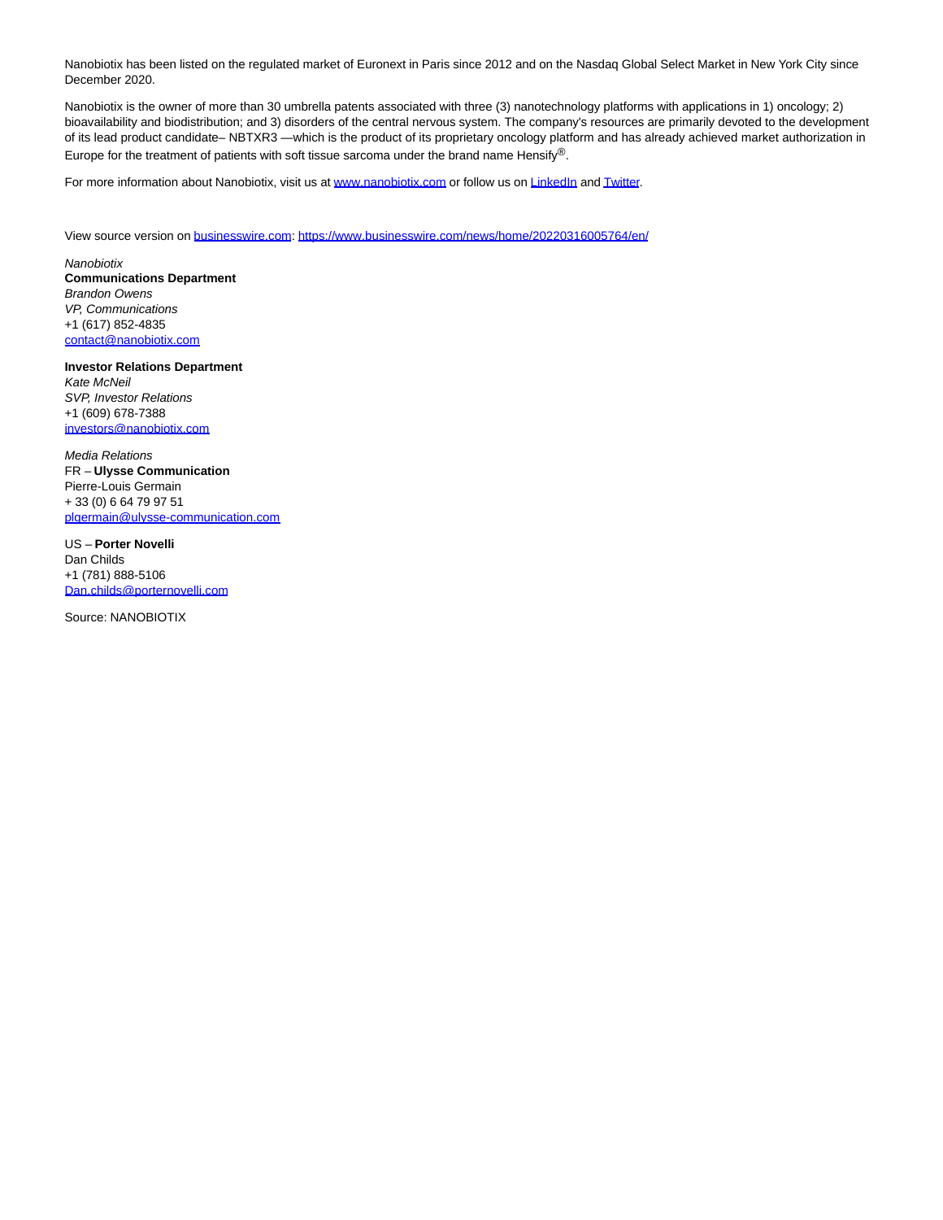Nanobiotix has been listed on the regulated market of Euronext in Paris since 2012 and on the Nasdaq Global Select Market in New York City since December 2020.

Nanobiotix is the owner of more than 30 umbrella patents associated with three (3) nanotechnology platforms with applications in 1) oncology; 2) bioavailability and biodistribution; and 3) disorders of the central nervous system. The company's resources are primarily devoted to the development of its lead product candidate– NBTXR3 —which is the product of its proprietary oncology platform and has already achieved market authorization in Europe for the treatment of patients with soft tissue sarcoma under the brand name Hensify®.

For more information about Nanobiotix, visit us at www.nanobiotix.com or follow us on LinkedIn and Twitter.

View source version on businesswire.com: https://www.businesswire.com/news/home/20220316005764/en/

*Nanobiotix*
**Communications Department**
*Brandon Owens*
*VP, Communications*
+1 (617) 852-4835
contact@nanobiotix.com

**Investor Relations Department**
*Kate McNeil*
*SVP, Investor Relations*
+1 (609) 678-7388
investors@nanobiotix.com

*Media Relations*
FR – **Ulysse Communication**
Pierre-Louis Germain
+ 33 (0) 6 64 79 97 51
plgermain@ulysse-communication.com

US – **Porter Novelli**
Dan Childs
+1 (781) 888-5106
Dan.childs@porternovelli.com

Source: NANOBIOTIX